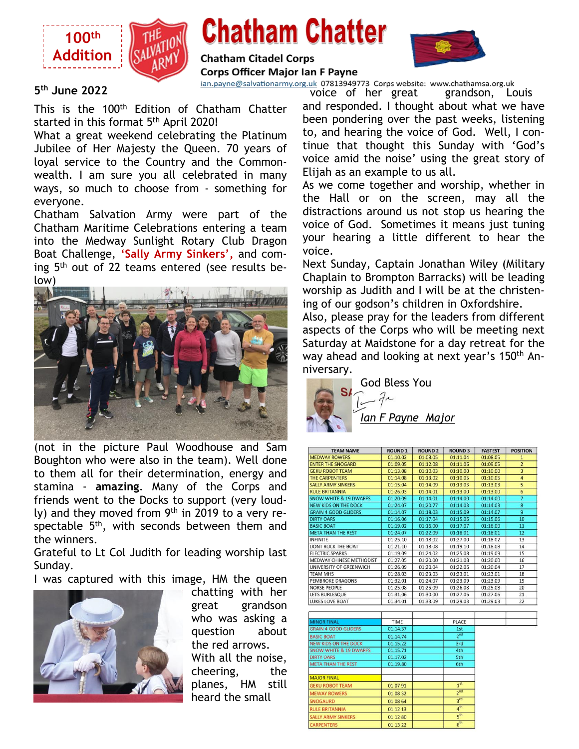100th Addition

# Chatham Chatter

**Chatham Citadel Corps**

**Corps Officer Major Ian F Payne**

ian.payne@salvationarmy.org.uk 07813949773 Corps website: www.chathamsa.org.uk

**5th June 2022**

This is the 100th Edition of Chatham Chatter started in this format 5th April 2020!

What a great weekend celebrating the Platinum Jubilee of Her Majesty the Queen. 70 years of loyal service to the Country and the Commonwealth. I am sure you all celebrated in many ways, so much to choose from - something for everyone.

Chatham Salvation Army were part of the Chatham Maritime Celebrations entering a team into the Medway Sunlight Rotary Club Dragon Boat Challenge, **'Sally Army Sinkers',** and coming 5th out of 22 teams entered (see results below)

(not in the picture Paul Woodhouse and Sam Boughton who were also in the team). Well done to them all for their determination, energy and stamina - **amazing**. Many of the Corps and friends went to the Docks to support (very loudly) and they moved from 9th in 2019 to a very respectable 5th, with seconds between them and the winners.

Grateful to Lt Col Judith for leading worship last Sunday.

I was captured with this image, HM the queen chatting with her great grandson who was asking a question about the red arrows. With all the noise, cheering, the planes, HM still heard the small voice of her great grandson, Louis and responded. I thought about what we have been pondering over the past weeks, listening to, and hearing the voice of God. Well, I continue that thought this Sunday with 'God's voice amid the noise' using the great story of Elijah as an example to us all.

As we come together and worship, whether in the Hall or on the screen, may all the distractions around us not stop us hearing the voice of God. Sometimes it means just tuning your hearing a little different to hear the voice.

Next Sunday, Captain Jonathan Wiley (Military Chaplain to Brompton Barracks) will be leading worship as Judith and I will be at the christening of our godson's children in Oxfordshire.

Also, please pray for the leaders from different aspects of the Corps who will be meeting next Saturday at Maidstone for a day retreat for the way ahead and looking at next year's 150th Anniversary.

God Bless You

*Ian F Payne Major*

| TEAM NAME | ROUND 1 | ROUND 2 | ROUND 3 | FASTEST | POSITION |
|---|---|---|---|---|---|
| MEDWAY ROWERS | 01:10.02 | 01:08.05 | 01:11.04 | 01:08.05 | 1 |
| ENTER THE SNOGARD | 01:09.05 | 01:12.08 | 01:11.06 | 01:09.05 | 2 |
| GEKU ROBOT TEAM | 01:13.08 | 01:10.03 | 01:10.00 | 01:10.00 | 3 |
| THE CARPENTERS | 01:14.08 | 01:13.02 | 01:10.05 | 01:10.05 | 4 |
| SALLY ARMY SINKERS | 01:15.04 | 01:14.09 | 01:13.03 | 01:13.03 | 5 |
| RULE BRITANNIA | 01:26.03 | 01:14.01 | 01:13.00 | 01:13.00 | 6 |
| SNOW WHITE & 19 DWARFS | 01:20.09 | 01:14.01 | 01:14.00 | 01:14.00 | 7 |
| NEW KIDS ON THE DOCK | 01:24.07 | 01;20.77 | 01:14.03 | 01:14.03 | 8 |
| GRAIN 4 GOOD GLIDERS | 01:14.07 | 01:18.03 | 01:15.09 | 01:14.07 | 9 |
| DIRTY OARS | 01:16.06 | 01:17.04 | 01:15.06 | 01:15.06 | 10 |
| BASIC BOAT | 01:19.02 | 01:16.00 | 01:17.07 | 01:16.00 | 11 |
| META THAN THE REST | 01:24.07 | 01:22.09 | 01:18.01 | 01:18.01 | 12 |
| INFINITE | 01:25.10 | 01:18.02 | 01:27.00 | 01:18.02 | 13 |
| DONT ROCK THE BOAT | 01:21.10 | 01:18.08 | 01:19.10 | 01:18.08 | 14 |
| ELECTRIC SPARKS | 01:19.09 | 01:24.02 | 01:25.08 | 01:19.09 | 15 |
| MEDWAY CHINESE METHODIST | 01:27.05 | 01:20.00 | 01:21.08 | 01:20.00 | 16 |
| UNIVERSITY OF GREENWICH | 01:26.09 | 01:20.04 | 01:22.06 | 01:20.04 | 17 |
| TEAM MHS | 01:28.03 | 01:23.03 | 01:23.01 | 01:23.01 | 18 |
| PEMBROKE DRAGONS | 01:32.01 | 01:24.07 | 01:23.09 | 01:23.09 | 19 |
| NORSE PEOPLE | 01:25.08 | 01:25.09 | 01:26.08 | 01:25.08 | 20 |
| LETS BURLESQUE | 01:31.06 | 01:30.00 | 01:27.06 | 01:27.06 | 21 |
| LUKES LOVE BOAT | 01:34.01 | 01:33.09 | 01:29.03 | 01:29.03 | 22 |

| MINOR FINAL | TIME | PLACE |
|---|---|---|
| GRAIN 4 GOOD GLIDERS | 01.14.37 | 1st |
| BASIC BOAT | 01.14.74 | 2nd |
| NEW KIDS ON THE DOCK | 01.15.22 | 3rd |
| SNOW WHITE & 19 DWARFS | 01.15.71 | 4th |
| DIRTY OARS | 01.17.02 | 5th |
| META THAN THE REST | 01.19.80 | 6th |

| MAJOR FINAL | TIME | PLACE |
|---|---|---|
| GEKU ROBOT TEAM | 01 07 91 | 1st |
| MEWAY ROWERS | 01 08 32 | 2nd |
| SNOGAURD | 01 08 64 | 3rd |
| RULE BRITANNIA | 01 12 13 | 4th |
| SALLY ARMY SINKERS | 01 12 80 | 5th |
| CARPENTERS | 01 13 22 | 6th |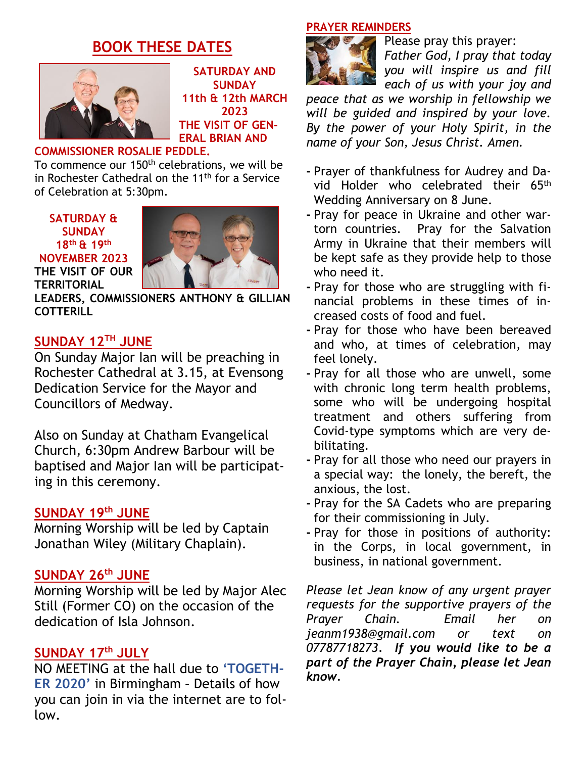## BOOK THESE DATES

**SATURDAY AND SUNDAY 11th & 12th MARCH 2023**
**THE VISIT OF GENERAL BRIAN AND COMMISSIONER ROSALIE PEDDLE.**

To commence our 150th celebrations, we will be in Rochester Cathedral on the 11th for a Service of Celebration at 5:30pm.

**SATURDAY & SUNDAY 18th & 19th NOVEMBER 2023**
**THE VISIT OF OUR TERRITORIAL LEADERS, COMMISSIONERS ANTHONY & GILLIAN COTTERILL**

## SUNDAY 12TH JUNE

On Sunday Major Ian will be preaching in Rochester Cathedral at 3.15, at Evensong Dedication Service for the Mayor and Councillors of Medway.

Also on Sunday at Chatham Evangelical Church, 6:30pm Andrew Barbour will be baptised and Major Ian will be participating in this ceremony.

## SUNDAY 19th JUNE

Morning Worship will be led by Captain Jonathan Wiley (Military Chaplain).

## SUNDAY 26th JUNE

Morning Worship will be led by Major Alec Still (Former CO) on the occasion of the dedication of Isla Johnson.

## SUNDAY 17th JULY

NO MEETING at the hall due to **'TOGETHER 2020'** in Birmingham – Details of how you can join in via the internet are to follow.

## PRAYER REMINDERS

Please pray this prayer:
*Father God, I pray that today you will inspire us and fill each of us with your joy and peace that as we worship in fellowship we will be guided and inspired by your love. By the power of your Holy Spirit, in the name of your Son, Jesus Christ. Amen.*

- Prayer of thankfulness for Audrey and David Holder who celebrated their 65th Wedding Anniversary on 8 June.
- Pray for peace in Ukraine and other war-torn countries. Pray for the Salvation Army in Ukraine that their members will be kept safe as they provide help to those who need it.
- Pray for those who are struggling with financial problems in these times of increased costs of food and fuel.
- Pray for those who have been bereaved and who, at times of celebration, may feel lonely.
- Pray for all those who are unwell, some with chronic long term health problems, some who will be undergoing hospital treatment and others suffering from Covid-type symptoms which are very debilitating.
- Pray for all those who need our prayers in a special way: the lonely, the bereft, the anxious, the lost.
- Pray for the SA Cadets who are preparing for their commissioning in July.
- Pray for those in positions of authority: in the Corps, in local government, in business, in national government.

*Please let Jean know of any urgent prayer requests for the supportive prayers of the Prayer Chain. Email her on jeanm1938@gmail.com or text on 07787718273.* ***If you would like to be a part of the Prayer Chain, please let Jean know.***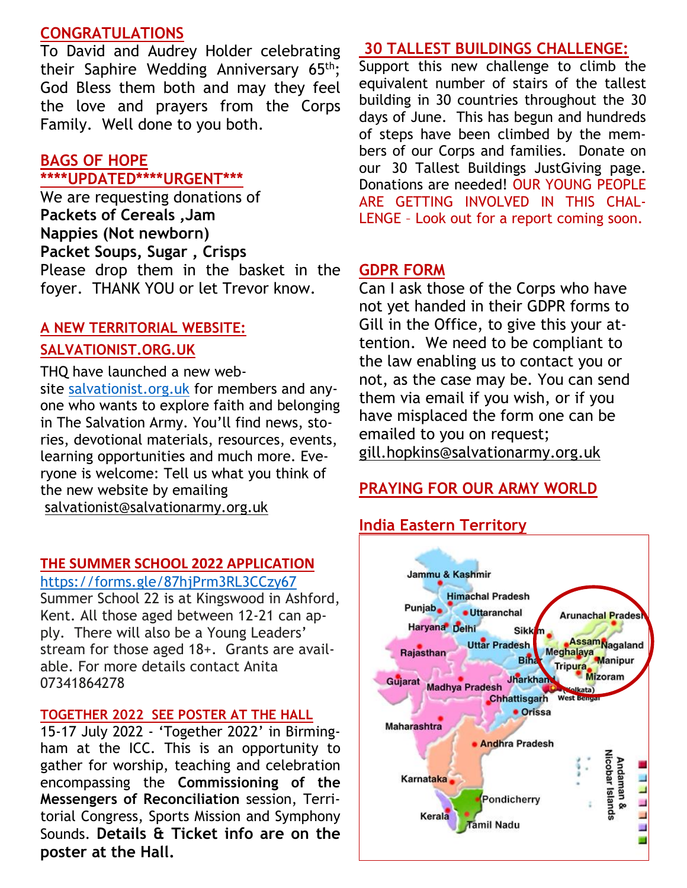## CONGRATULATIONS

To David and Audrey Holder celebrating their Saphire Wedding Anniversary 65th; God Bless them both and may they feel the love and prayers from the Corps Family. Well done to you both.

## BAGS OF HOPE

## ****UPDATED****URGENT***

We are requesting donations of
**Packets of Cereals ,Jam**
**Nappies (Not newborn)**
**Packet Soups, Sugar , Crisps**
Please drop them in the basket in the foyer. THANK YOU or let Trevor know.

## A NEW TERRITORIAL WEBSITE: SALVATIONIST.ORG.UK

THQ have launched a new website salvationist.org.uk for members and anyone who wants to explore faith and belonging in The Salvation Army. You'll find news, stories, devotional materials, resources, events, learning opportunities and much more. Everyone is welcome: Tell us what you think of the new website by emailing salvationist@salvationarmy.org.uk

## THE SUMMER SCHOOL 2022 APPLICATION

https://forms.gle/87hjPrm3RL3CCzy67
Summer School 22 is at Kingswood in Ashford, Kent. All those aged between 12-21 can apply. There will also be a Young Leaders' stream for those aged 18+. Grants are available. For more details contact Anita 07341864278

## TOGETHER 2022 SEE POSTER AT THE HALL

15-17 July 2022 - 'Together 2022' in Birmingham at the ICC. This is an opportunity to gather for worship, teaching and celebration encompassing the **Commissioning of the Messengers of Reconciliation** session, Territorial Congress, Sports Mission and Symphony Sounds. **Details & Ticket info are on the poster at the Hall.**

## 30 TALLEST BUILDINGS CHALLENGE:

Support this new challenge to climb the equivalent number of stairs of the tallest building in 30 countries throughout the 30 days of June. This has begun and hundreds of steps have been climbed by the members of our Corps and families. Donate on our 30 Tallest Buildings JustGiving page. Donations are needed! OUR YOUNG PEOPLE ARE GETTING INVOLVED IN THIS CHALLENGE – Look out for a report coming soon.

## GDPR FORM

Can I ask those of the Corps who have not yet handed in their GDPR forms to Gill in the Office, to give this your attention. We need to be compliant to the law enabling us to contact you or not, as the case may be. You can send them via email if you wish, or if you have misplaced the form one can be emailed to you on request; gill.hopkins@salvationarmy.org.uk

## PRAYING FOR OUR ARMY WORLD

## India Eastern Territory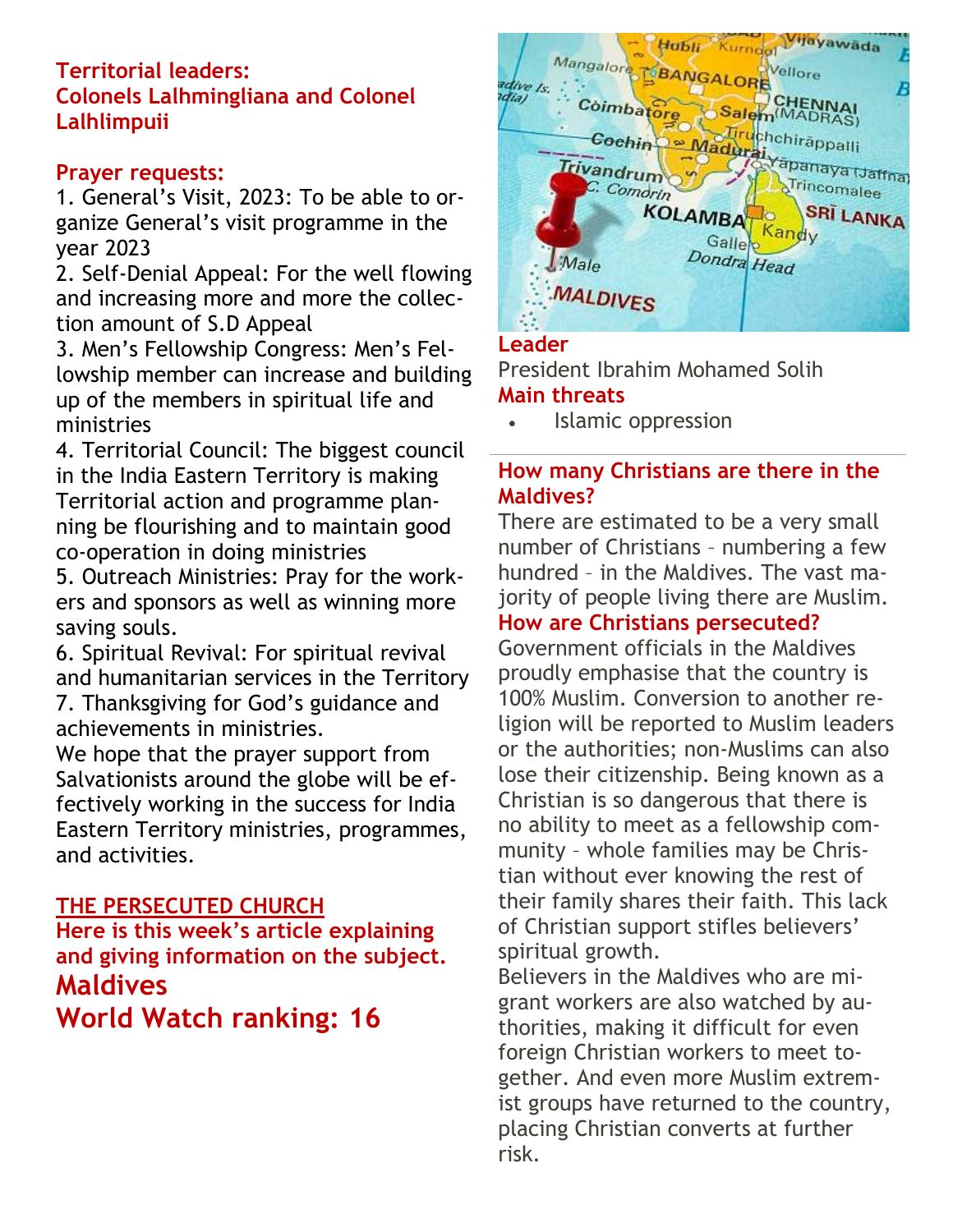**Territorial leaders:**
**Colonels Lalhmingliana and Colonel Lalhlimpuii**

**Prayer requests:**

1. General's Visit, 2023: To be able to organize General's visit programme in the year 2023
2. Self-Denial Appeal: For the well flowing and increasing more and more the collection amount of S.D Appeal
3. Men's Fellowship Congress: Men's Fellowship member can increase and building up of the members in spiritual life and ministries
4. Territorial Council: The biggest council in the India Eastern Territory is making Territorial action and programme planning be flourishing and to maintain good co-operation in doing ministries
5. Outreach Ministries: Pray for the workers and sponsors as well as winning more saving souls.
6. Spiritual Revival: For spiritual revival and humanitarian services in the Territory
7. Thanksgiving for God's guidance and achievements in ministries.

We hope that the prayer support from Salvationists around the globe will be effectively working in the success for India Eastern Territory ministries, programmes, and activities.

**THE PERSECUTED CHURCH**

**Here is this week's article explaining and giving information on the subject.**

## Maldives

## World Watch ranking: 16

**Leader**

President Ibrahim Mohamed Solih

**Main threats**

- Islamic oppression

**How many Christians are there in the Maldives?**

There are estimated to be a very small number of Christians – numbering a few hundred – in the Maldives. The vast majority of people living there are Muslim.

**How are Christians persecuted?**

Government officials in the Maldives proudly emphasise that the country is 100% Muslim. Conversion to another religion will be reported to Muslim leaders or the authorities; non-Muslims can also lose their citizenship. Being known as a Christian is so dangerous that there is no ability to meet as a fellowship community – whole families may be Christian without ever knowing the rest of their family shares their faith. This lack of Christian support stifles believers' spiritual growth.

Believers in the Maldives who are migrant workers are also watched by authorities, making it difficult for even foreign Christian workers to meet together. And even more Muslim extremist groups have returned to the country, placing Christian converts at further risk.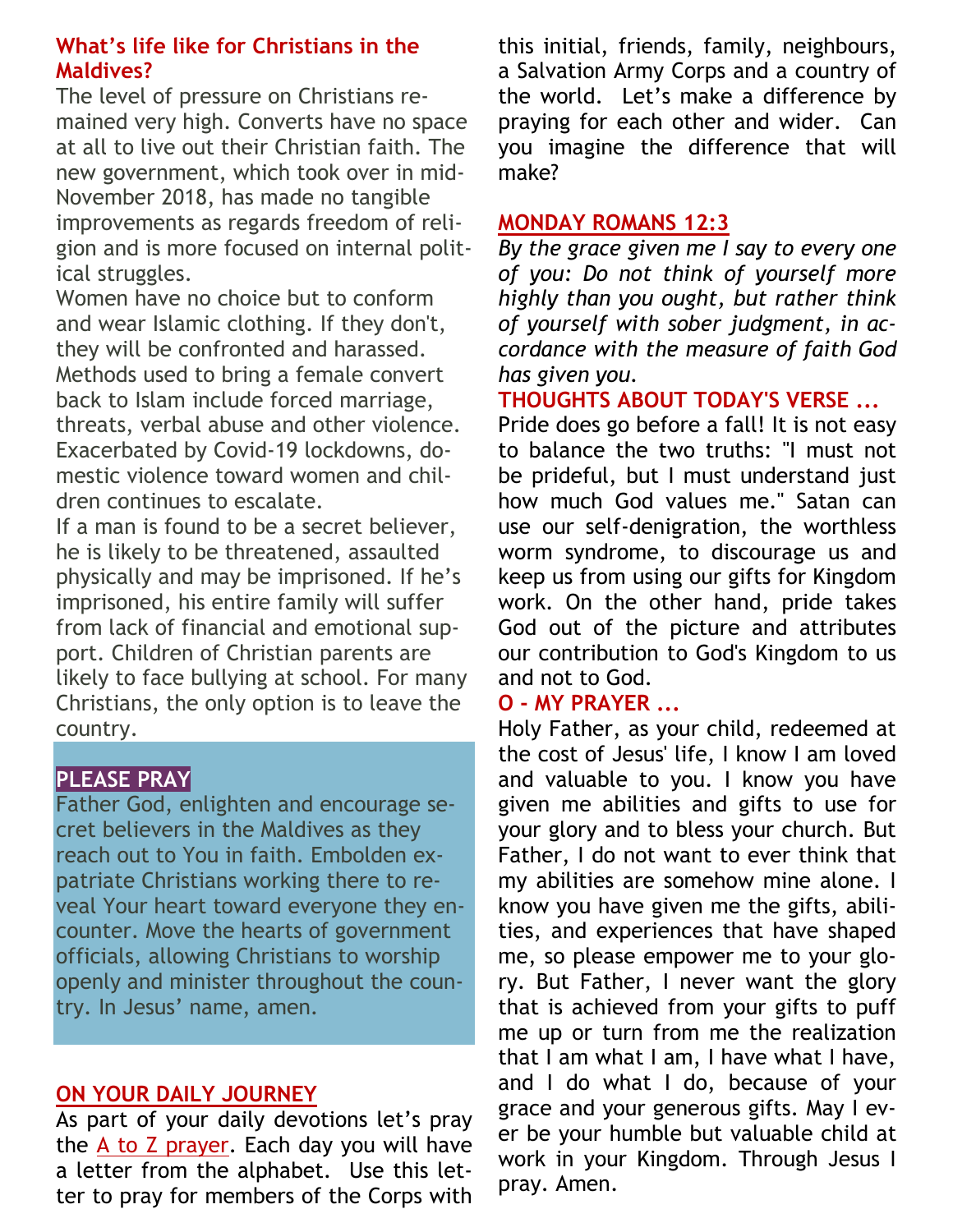## What's life like for Christians in the Maldives?

The level of pressure on Christians remained very high. Converts have no space at all to live out their Christian faith. The new government, which took over in mid-November 2018, has made no tangible improvements as regards freedom of religion and is more focused on internal political struggles.

Women have no choice but to conform and wear Islamic clothing. If they don't, they will be confronted and harassed. Methods used to bring a female convert back to Islam include forced marriage, threats, verbal abuse and other violence. Exacerbated by Covid-19 lockdowns, domestic violence toward women and children continues to escalate.

If a man is found to be a secret believer, he is likely to be threatened, assaulted physically and may be imprisoned. If he's imprisoned, his entire family will suffer from lack of financial and emotional support. Children of Christian parents are likely to face bullying at school. For many Christians, the only option is to leave the country.

**PLEASE PRAY**

Father God, enlighten and encourage secret believers in the Maldives as they reach out to You in faith. Embolden expatriate Christians working there to reveal Your heart toward everyone they encounter. Move the hearts of government officials, allowing Christians to worship openly and minister throughout the country. In Jesus' name, amen.

## ON YOUR DAILY JOURNEY

As part of your daily devotions let's pray the A to Z prayer. Each day you will have a letter from the alphabet. Use this letter to pray for members of the Corps with this initial, friends, family, neighbours, a Salvation Army Corps and a country of the world. Let's make a difference by praying for each other and wider. Can you imagine the difference that will make?

## MONDAY ROMANS 12:3

*By the grace given me I say to every one of you: Do not think of yourself more highly than you ought, but rather think of yourself with sober judgment, in accordance with the measure of faith God has given you.*

**THOUGHTS ABOUT TODAY'S VERSE ...**

Pride does go before a fall! It is not easy to balance the two truths: "I must not be prideful, but I must understand just how much God values me." Satan can use our self-denigration, the worthless worm syndrome, to discourage us and keep us from using our gifts for Kingdom work. On the other hand, pride takes God out of the picture and attributes our contribution to God's Kingdom to us and not to God.

**O - MY PRAYER ...**

Holy Father, as your child, redeemed at the cost of Jesus' life, I know I am loved and valuable to you. I know you have given me abilities and gifts to use for your glory and to bless your church. But Father, I do not want to ever think that my abilities are somehow mine alone. I know you have given me the gifts, abilities, and experiences that have shaped me, so please empower me to your glory. But Father, I never want the glory that is achieved from your gifts to puff me up or turn from me the realization that I am what I am, I have what I have, and I do what I do, because of your grace and your generous gifts. May I ever be your humble but valuable child at work in your Kingdom. Through Jesus I pray. Amen.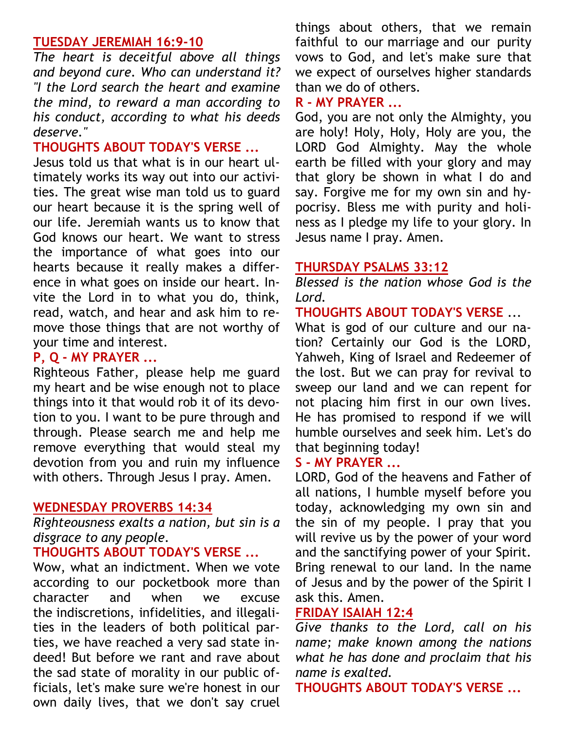## TUESDAY JEREMIAH 16:9-10

*The heart is deceitful above all things and beyond cure. Who can understand it? "I the Lord search the heart and examine the mind, to reward a man according to his conduct, according to what his deeds deserve."*

### THOUGHTS ABOUT TODAY'S VERSE ...

Jesus told us that what is in our heart ultimately works its way out into our activities. The great wise man told us to guard our heart because it is the spring well of our life. Jeremiah wants us to know that God knows our heart. We want to stress the importance of what goes into our hearts because it really makes a difference in what goes on inside our heart. Invite the Lord in to what you do, think, read, watch, and hear and ask him to remove those things that are not worthy of your time and interest.

### P, Q - MY PRAYER ...

Righteous Father, please help me guard my heart and be wise enough not to place things into it that would rob it of its devotion to you. I want to be pure through and through. Please search me and help me remove everything that would steal my devotion from you and ruin my influence with others. Through Jesus I pray. Amen.

## WEDNESDAY PROVERBS 14:34

*Righteousness exalts a nation, but sin is a disgrace to any people.*

### THOUGHTS ABOUT TODAY'S VERSE ...

Wow, what an indictment. When we vote according to our pocketbook more than character and when we excuse the indiscretions, infidelities, and illegalities in the leaders of both political parties, we have reached a very sad state indeed! But before we rant and rave about the sad state of morality in our public officials, let's make sure we're honest in our own daily lives, that we don't say cruel things about others, that we remain faithful to our marriage and our purity vows to God, and let's make sure that we expect of ourselves higher standards than we do of others.

### R - MY PRAYER ...

God, you are not only the Almighty, you are holy! Holy, Holy, Holy are you, the LORD God Almighty. May the whole earth be filled with your glory and may that glory be shown in what I do and say. Forgive me for my own sin and hypocrisy. Bless me with purity and holiness as I pledge my life to your glory. In Jesus name I pray. Amen.

## THURSDAY PSALMS 33:12

*Blessed is the nation whose God is the Lord.*

### THOUGHTS ABOUT TODAY'S VERSE ...

What is god of our culture and our nation? Certainly our God is the LORD, Yahweh, King of Israel and Redeemer of the lost. But we can pray for revival to sweep our land and we can repent for not placing him first in our own lives. He has promised to respond if we will humble ourselves and seek him. Let's do that beginning today!

### S - MY PRAYER ...

LORD, God of the heavens and Father of all nations, I humble myself before you today, acknowledging my own sin and the sin of my people. I pray that you will revive us by the power of your word and the sanctifying power of your Spirit. Bring renewal to our land. In the name of Jesus and by the power of the Spirit I ask this. Amen.

## FRIDAY ISAIAH 12:4

*Give thanks to the Lord, call on his name; make known among the nations what he has done and proclaim that his name is exalted.*

### THOUGHTS ABOUT TODAY'S VERSE ...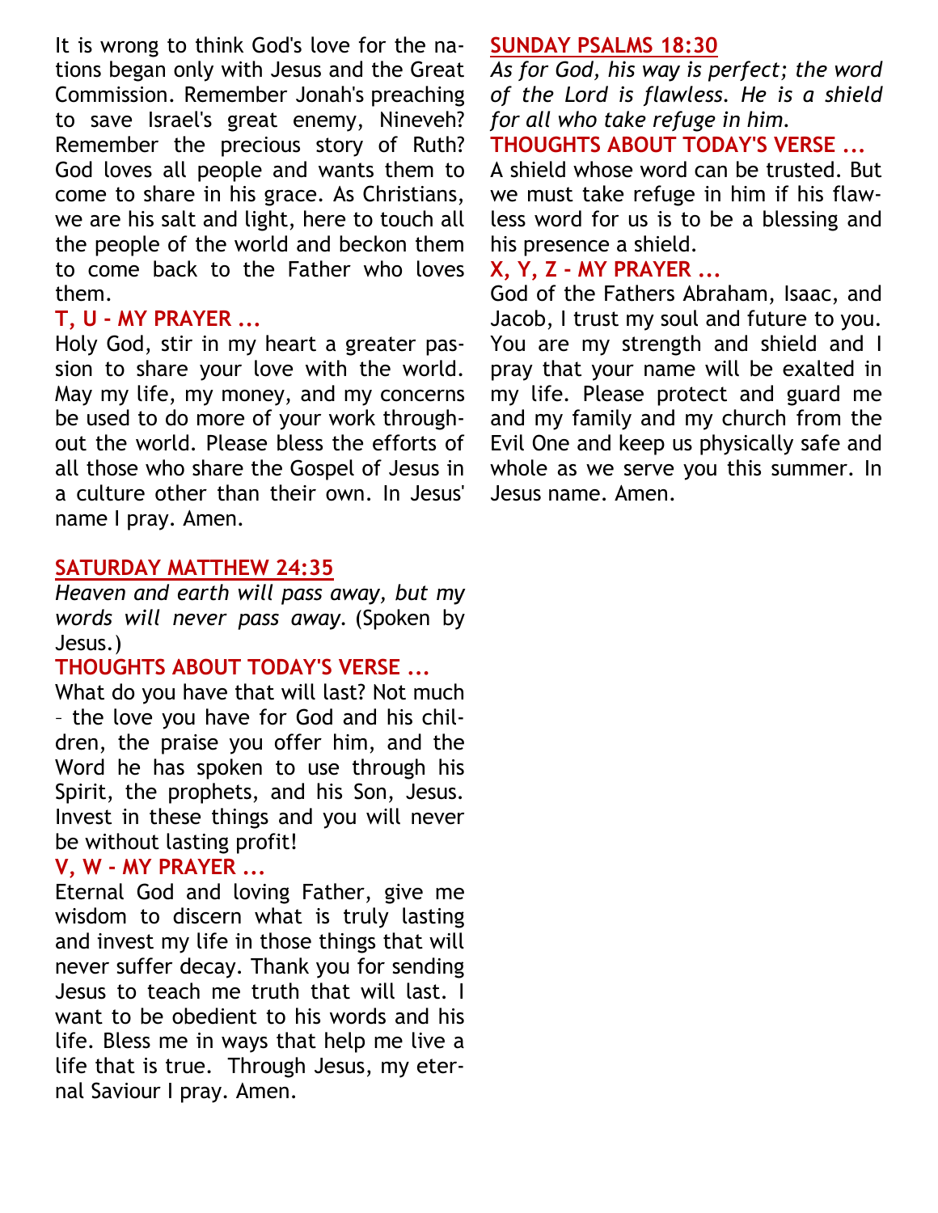It is wrong to think God's love for the nations began only with Jesus and the Great Commission. Remember Jonah's preaching to save Israel's great enemy, Nineveh? Remember the precious story of Ruth? God loves all people and wants them to come to share in his grace. As Christians, we are his salt and light, here to touch all the people of the world and beckon them to come back to the Father who loves them.

**T, U - MY PRAYER ...**

Holy God, stir in my heart a greater passion to share your love with the world. May my life, my money, and my concerns be used to do more of your work throughout the world. Please bless the efforts of all those who share the Gospel of Jesus in a culture other than their own. In Jesus' name I pray. Amen.

## SATURDAY MATTHEW 24:35

*Heaven and earth will pass away, but my words will never pass away.* (Spoken by Jesus.)

**THOUGHTS ABOUT TODAY'S VERSE ...**

What do you have that will last? Not much – the love you have for God and his children, the praise you offer him, and the Word he has spoken to use through his Spirit, the prophets, and his Son, Jesus. Invest in these things and you will never be without lasting profit!

**V, W - MY PRAYER ...**

Eternal God and loving Father, give me wisdom to discern what is truly lasting and invest my life in those things that will never suffer decay. Thank you for sending Jesus to teach me truth that will last. I want to be obedient to his words and his life. Bless me in ways that help me live a life that is true. Through Jesus, my eternal Saviour I pray. Amen.

## SUNDAY PSALMS 18:30

*As for God, his way is perfect; the word of the Lord is flawless. He is a shield for all who take refuge in him.*

**THOUGHTS ABOUT TODAY'S VERSE ...**

A shield whose word can be trusted. But we must take refuge in him if his flawless word for us is to be a blessing and his presence a shield.

**X, Y, Z - MY PRAYER ...**

God of the Fathers Abraham, Isaac, and Jacob, I trust my soul and future to you. You are my strength and shield and I pray that your name will be exalted in my life. Please protect and guard me and my family and my church from the Evil One and keep us physically safe and whole as we serve you this summer. In Jesus name. Amen.